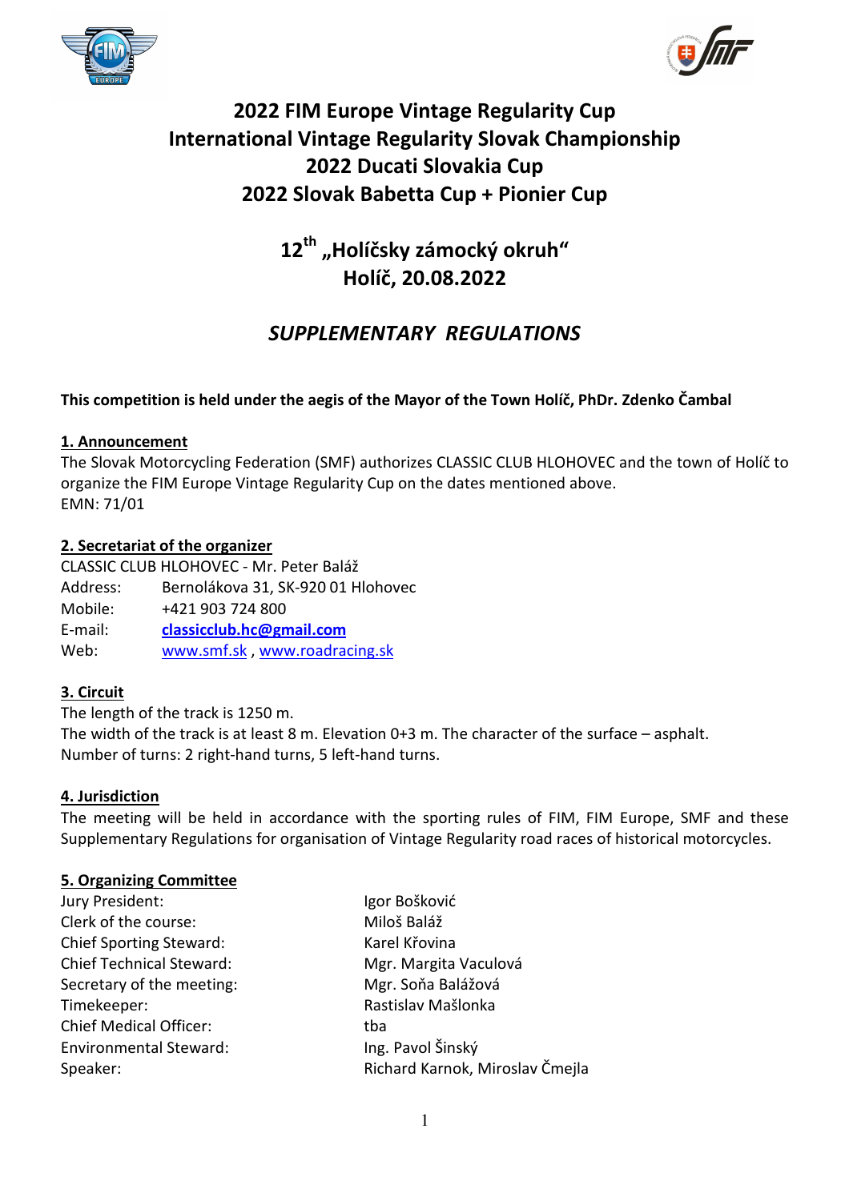# 2022 FIM Europe Vintage Regularity Cup
# International Vintage Regularity Slovak Championship
# 2022 Ducati Slovakia Cup
# 2022 Slovak Babetta Cup + Pionier Cup

## 12th „Holíčsky zámocký okruh"
## Holíč, 20.08.2022

## *SUPPLEMENTARY REGULATIONS*

**This competition is held under the aegis of the Mayor of the Town Holíč, PhDr. Zdenko Čambal**

### 1. Announcement

The Slovak Motorcycling Federation (SMF) authorizes CLASSIC CLUB HLOHOVEC and the town of Holíč to organize the FIM Europe Vintage Regularity Cup on the dates mentioned above.
EMN: 71/01

### 2. Secretariat of the organizer

CLASSIC CLUB HLOHOVEC - Mr. Peter Baláž

| | |
|---|---|
| Address: | Bernolákova 31, SK-920 01 Hlohovec |
| Mobile: | +421 903 724 800 |
| E-mail: | **classicclub.hc@gmail.com** |
| Web: | www.smf.sk , www.roadracing.sk |

### 3. Circuit

The length of the track is 1250 m.
The width of the track is at least 8 m. Elevation 0+3 m. The character of the surface – asphalt.
Number of turns: 2 right-hand turns, 5 left-hand turns.

### 4. Jurisdiction

The meeting will be held in accordance with the sporting rules of FIM, FIM Europe, SMF and these Supplementary Regulations for organisation of Vintage Regularity road races of historical motorcycles.

### 5. Organizing Committee

| | |
|---|---|
| Jury President: | Igor Bošković |
| Clerk of the course: | Miloš Baláž |
| Chief Sporting Steward: | Karel Křovina |
| Chief Technical Steward: | Mgr. Margita Vaculová |
| Secretary of the meeting: | Mgr. Soňa Balážová |
| Timekeeper: | Rastislav Mašlonka |
| Chief Medical Officer: | tba |
| Environmental Steward: | Ing. Pavol Šinský |
| Speaker: | Richard Karnok, Miroslav Čmejla |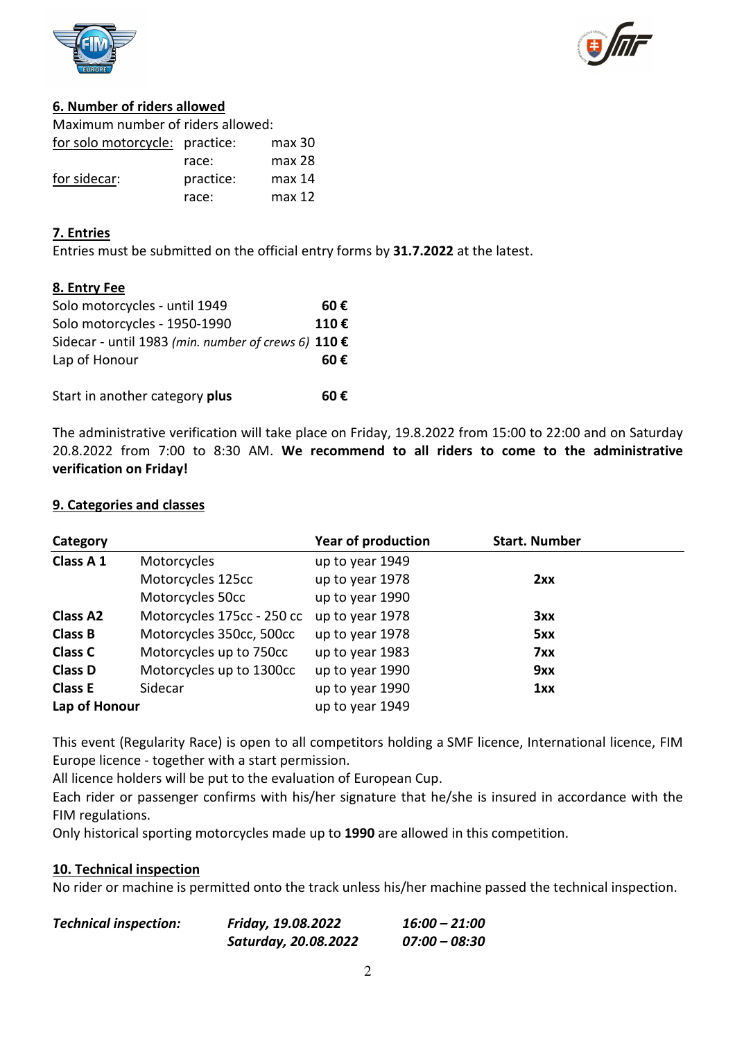## 6. Number of riders allowed

Maximum number of riders allowed:

| | | |
|---|---|---|
| <u>for solo motorcycle:</u> | practice: | max 30 |
| | race: | max 28 |
| <u>for sidecar</u>: | practice: | max 14 |
| | race: | max 12 |

## 7. Entries

Entries must be submitted on the official entry forms by **31.7.2022** at the latest.

## 8. Entry Fee

| | |
|---|---|
| Solo motorcycles - until 1949 | **60 €** |
| Solo motorcycles - 1950-1990 | **110 €** |
| Sidecar - until 1983 *(min. number of crews 6)* | **110 €** |
| Lap of Honour | **60 €** |
| Start in another category **plus** | **60 €** |

The administrative verification will take place on Friday, 19.8.2022 from 15:00 to 22:00 and on Saturday 20.8.2022 from 7:00 to 8:30 AM. **We recommend to all riders to come to the administrative verification on Friday!**

## 9. Categories and classes

| Category | | Year of production | Start. Number |
|---|---|---|---|
| **Class A 1** | Motorcycles | up to year 1949 | |
| | Motorcycles 125cc | up to year 1978 | **2xx** |
| | Motorcycles 50cc | up to year 1990 | |
| **Class A2** | Motorcycles 175cc - 250 cc | up to year 1978 | **3xx** |
| **Class B** | Motorcycles 350cc, 500cc | up to year 1978 | **5xx** |
| **Class C** | Motorcycles up to 750cc | up to year 1983 | **7xx** |
| **Class D** | Motorcycles up to 1300cc | up to year 1990 | **9xx** |
| **Class E** | Sidecar | up to year 1990 | **1xx** |
| **Lap of Honour** | | up to year 1949 | |

This event (Regularity Race) is open to all competitors holding a SMF licence, International licence, FIM Europe licence - together with a start permission.

All licence holders will be put to the evaluation of European Cup.

Each rider or passenger confirms with his/her signature that he/she is insured in accordance with the FIM regulations.

Only historical sporting motorcycles made up to **1990** are allowed in this competition.

## 10. Technical inspection

No rider or machine is permitted onto the track unless his/her machine passed the technical inspection.

| | | |
|---|---|---|
| ***Technical inspection:*** | ***Friday, 19.08.2022*** | ***16:00 – 21:00*** |
| | ***Saturday, 20.08.2022*** | ***07:00 – 08:30*** |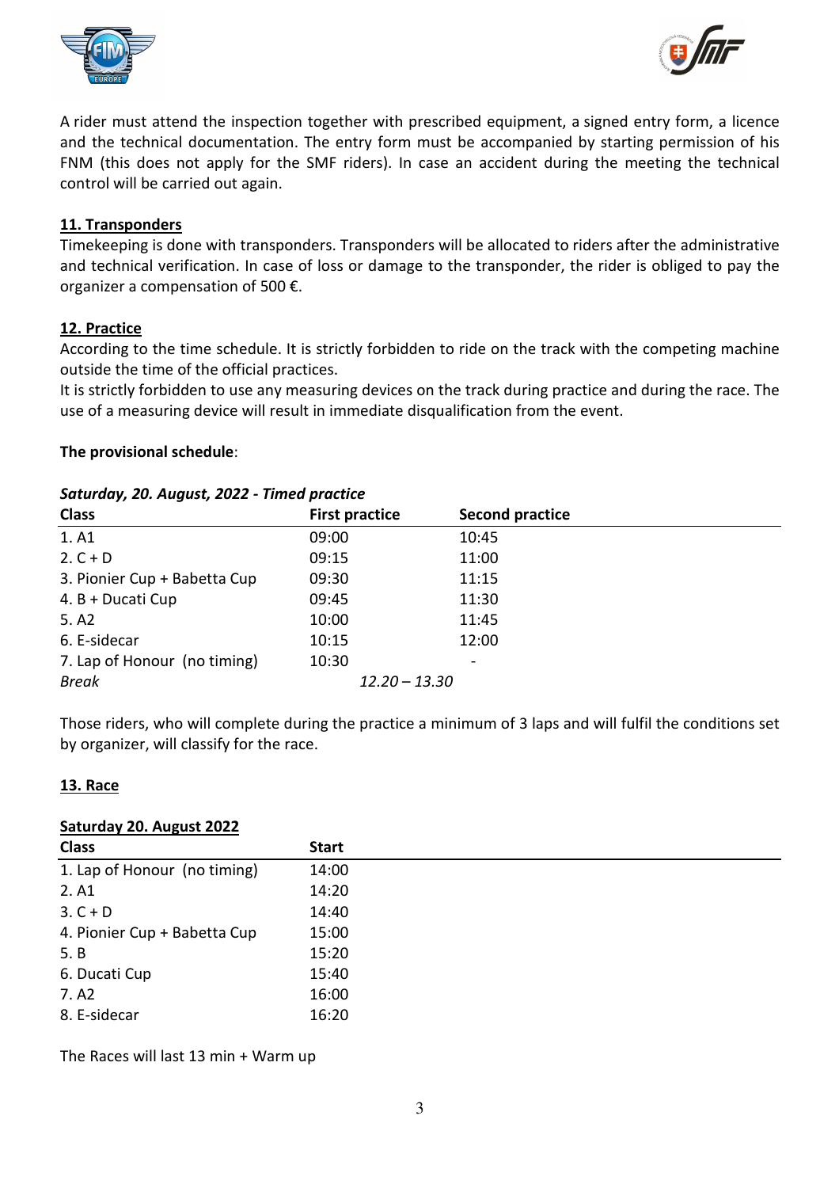A rider must attend the inspection together with prescribed equipment, a signed entry form, a licence and the technical documentation. The entry form must be accompanied by starting permission of his FNM (this does not apply for the SMF riders). In case an accident during the meeting the technical control will be carried out again.

## 11. Transponders

Timekeeping is done with transponders. Transponders will be allocated to riders after the administrative and technical verification. In case of loss or damage to the transponder, the rider is obliged to pay the organizer a compensation of 500 €.

## 12. Practice

According to the time schedule. It is strictly forbidden to ride on the track with the competing machine outside the time of the official practices.

It is strictly forbidden to use any measuring devices on the track during practice and during the race. The use of a measuring device will result in immediate disqualification from the event.

**The provisional schedule**:

***Saturday, 20. August, 2022 - Timed practice***

| Class | First practice | Second practice |
|---|---|---|
| 1. A1 | 09:00 | 10:45 |
| 2. C + D | 09:15 | 11:00 |
| 3. Pionier Cup + Babetta Cup | 09:30 | 11:15 |
| 4. B + Ducati Cup | 09:45 | 11:30 |
| 5. A2 | 10:00 | 11:45 |
| 6. E-sidecar | 10:15 | 12:00 |
| 7. Lap of Honour (no timing) | 10:30 | - |
| *Break* | *12.20 – 13.30* | |

Those riders, who will complete during the practice a minimum of 3 laps and will fulfil the conditions set by organizer, will classify for the race.

## 13. Race

**Saturday 20. August 2022**

| Class | Start |
|---|---|
| 1. Lap of Honour (no timing) | 14:00 |
| 2. A1 | 14:20 |
| 3. C + D | 14:40 |
| 4. Pionier Cup + Babetta Cup | 15:00 |
| 5. B | 15:20 |
| 6. Ducati Cup | 15:40 |
| 7. A2 | 16:00 |
| 8. E-sidecar | 16:20 |

The Races will last 13 min + Warm up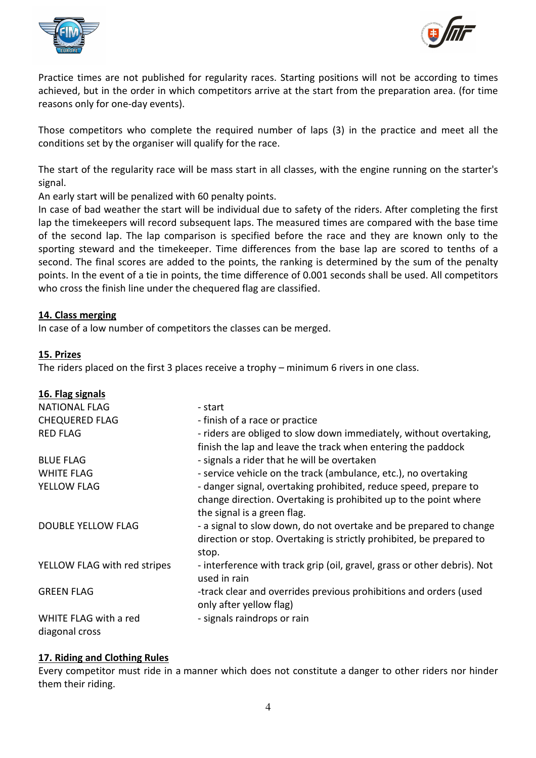Practice times are not published for regularity races. Starting positions will not be according to times achieved, but in the order in which competitors arrive at the start from the preparation area. (for time reasons only for one-day events).

Those competitors who complete the required number of laps (3) in the practice and meet all the conditions set by the organiser will qualify for the race.

The start of the regularity race will be mass start in all classes, with the engine running on the starter's signal.
An early start will be penalized with 60 penalty points.
In case of bad weather the start will be individual due to safety of the riders. After completing the first lap the timekeepers will record subsequent laps. The measured times are compared with the base time of the second lap. The lap comparison is specified before the race and they are known only to the sporting steward and the timekeeper. Time differences from the base lap are scored to tenths of a second. The final scores are added to the points, the ranking is determined by the sum of the penalty points. In the event of a tie in points, the time difference of 0.001 seconds shall be used. All competitors who cross the finish line under the chequered flag are classified.

## 14. Class merging

In case of a low number of competitors the classes can be merged.

## 15. Prizes

The riders placed on the first 3 places receive a trophy – minimum 6 rivers in one class.

## 16. Flag signals

| | |
|---|---|
| NATIONAL FLAG | - start |
| CHEQUERED FLAG | - finish of a race or practice |
| RED FLAG | - riders are obliged to slow down immediately, without overtaking, finish the lap and leave the track when entering the paddock |
| BLUE FLAG | - signals a rider that he will be overtaken |
| WHITE FLAG | - service vehicle on the track (ambulance, etc.), no overtaking |
| YELLOW FLAG | - danger signal, overtaking prohibited, reduce speed, prepare to change direction. Overtaking is prohibited up to the point where the signal is a green flag. |
| DOUBLE YELLOW FLAG | - a signal to slow down, do not overtake and be prepared to change direction or stop. Overtaking is strictly prohibited, be prepared to stop. |
| YELLOW FLAG with red stripes | - interference with track grip (oil, gravel, grass or other debris). Not used in rain |
| GREEN FLAG | -track clear and overrides previous prohibitions and orders (used only after yellow flag) |
| WHITE FLAG with a red diagonal cross | - signals raindrops or rain |

## 17. Riding and Clothing Rules

Every competitor must ride in a manner which does not constitute a danger to other riders nor hinder them their riding.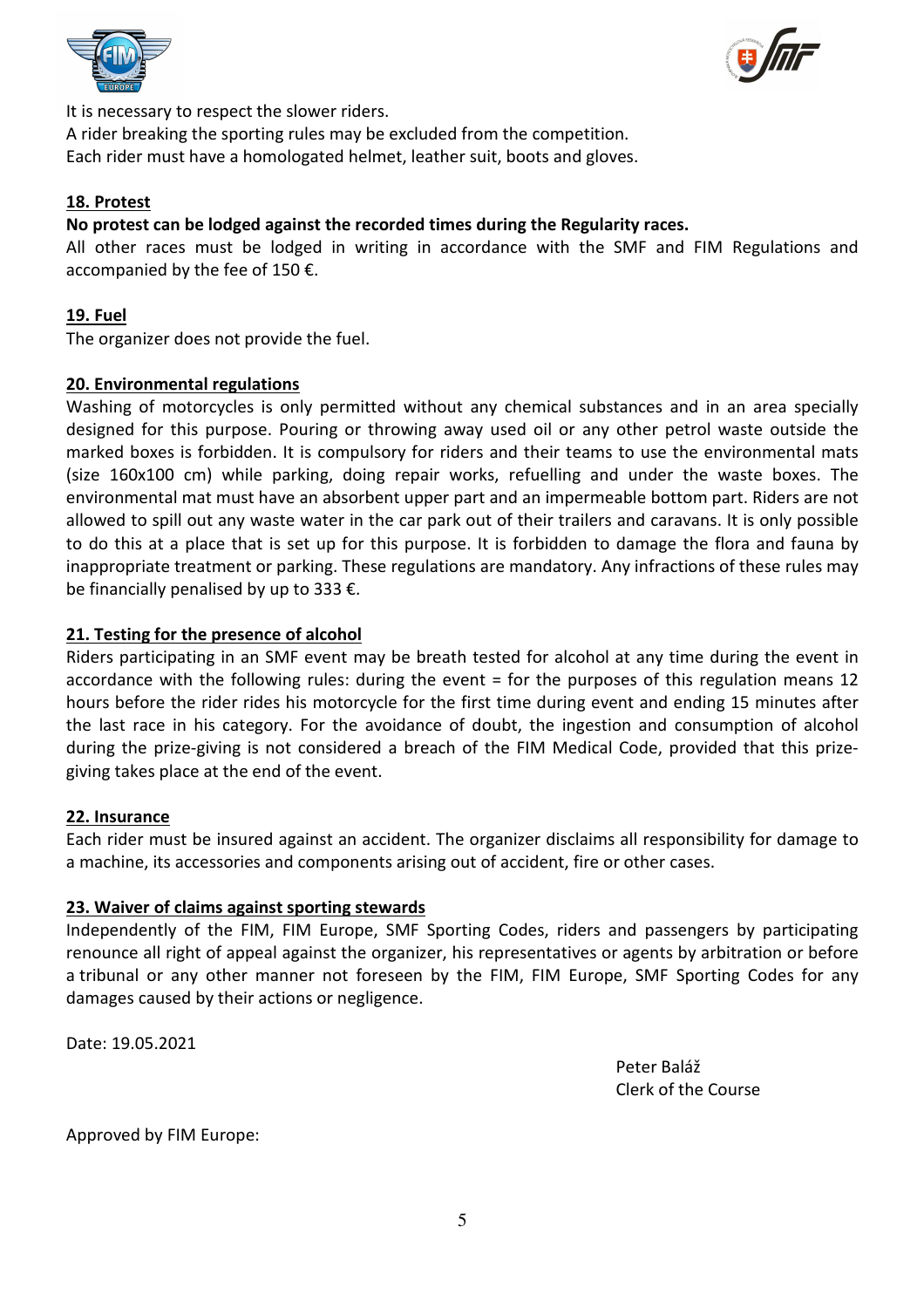It is necessary to respect the slower riders.
A rider breaking the sporting rules may be excluded from the competition.
Each rider must have a homologated helmet, leather suit, boots and gloves.

## 18. Protest

**No protest can be lodged against the recorded times during the Regularity races.**
All other races must be lodged in writing in accordance with the SMF and FIM Regulations and accompanied by the fee of 150 €.

## 19. Fuel

The organizer does not provide the fuel.

## 20. Environmental regulations

Washing of motorcycles is only permitted without any chemical substances and in an area specially designed for this purpose. Pouring or throwing away used oil or any other petrol waste outside the marked boxes is forbidden. It is compulsory for riders and their teams to use the environmental mats (size 160x100 cm) while parking, doing repair works, refuelling and under the waste boxes. The environmental mat must have an absorbent upper part and an impermeable bottom part. Riders are not allowed to spill out any waste water in the car park out of their trailers and caravans. It is only possible to do this at a place that is set up for this purpose. It is forbidden to damage the flora and fauna by inappropriate treatment or parking. These regulations are mandatory. Any infractions of these rules may be financially penalised by up to 333 €.

## 21. Testing for the presence of alcohol

Riders participating in an SMF event may be breath tested for alcohol at any time during the event in accordance with the following rules: during the event = for the purposes of this regulation means 12 hours before the rider rides his motorcycle for the first time during event and ending 15 minutes after the last race in his category. For the avoidance of doubt, the ingestion and consumption of alcohol during the prize-giving is not considered a breach of the FIM Medical Code, provided that this prize-giving takes place at the end of the event.

## 22. Insurance

Each rider must be insured against an accident. The organizer disclaims all responsibility for damage to a machine, its accessories and components arising out of accident, fire or other cases.

## 23. Waiver of claims against sporting stewards

Independently of the FIM, FIM Europe, SMF Sporting Codes, riders and passengers by participating renounce all right of appeal against the organizer, his representatives or agents by arbitration or before a tribunal or any other manner not foreseen by the FIM, FIM Europe, SMF Sporting Codes for any damages caused by their actions or negligence.

Date: 19.05.2021

Peter Baláž
Clerk of the Course

Approved by FIM Europe: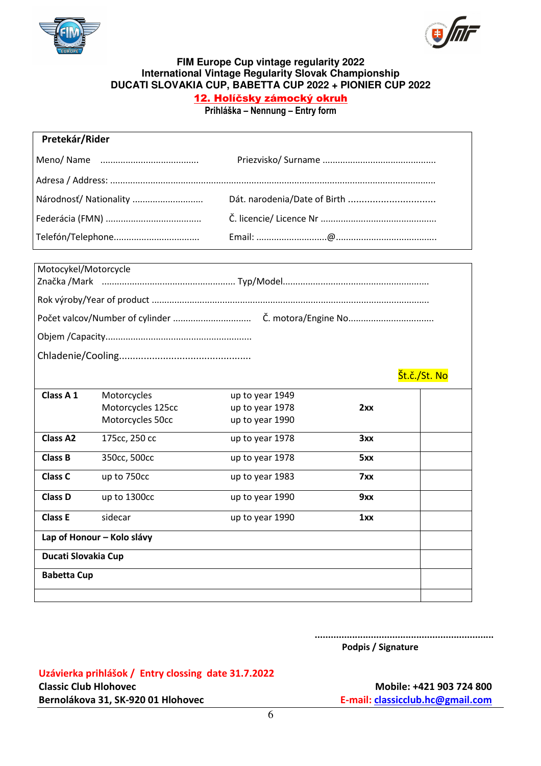**FIM Europe Cup vintage regularity 2022**
**International Vintage Regularity Slovak Championship**
**DUCATI SLOVAKIA CUP, BABETTA CUP 2022 + PIONIER CUP 2022**

## 12. Holíčsky zámocký okruh

**Prihláška – Nennung – Entry form**

**Pretekár/Rider**

Meno/ Name ....................................... Priezvisko/ Surname .............................................

Adresa / Address: ...............................................................................................................

Národnosť/ Nationality ............................ Dát. narodenia/Date of Birth ................................

Federácia (FMN) ...................................... Č. licencie/ Licence Nr .............................................

Telefón/Telephone.................................. Email: ............................@........................................

Motocykel/Motorcycle

Značka /Mark .................................................... Typ/Model.........................................................

Rok výroby/Year of product ...............................................................................................

Počet valcov/Number of cylinder .............................. Č. motora/Engine No.................................

Objem /Capacity.........................................................

Chladenie/Cooling................................................

| | | | | Št.č./St. No |
|---|---|---|---|---|
| **Class A 1** | Motorcycles<br>Motorcycles 125cc<br>Motorcycles 50cc | up to year 1949<br>up to year 1978<br>up to year 1990 | **2xx** | |
| **Class A2** | 175cc, 250 cc | up to year 1978 | **3xx** | |
| **Class B** | 350cc, 500cc | up to year 1978 | **5xx** | |
| **Class C** | up to 750cc | up to year 1983 | **7xx** | |
| **Class D** | up to 1300cc | up to year 1990 | **9xx** | |
| **Class E** | sidecar | up to year 1990 | **1xx** | |
| **Lap of Honour – Kolo slávy** | | | | |
| **Ducati Slovakia Cup** | | | | |
| **Babetta Cup** | | | | |
| | | | | |

...................................................................

**Podpis / Signature**

**Uzávierka prihlášok / Entry clossing date 31.7.2022**

**Classic Club Hlohovec**
**Bernolákova 31, SK-920 01 Hlohovec**

**Mobile: +421 903 724 800**
**E-mail: classicclub.hc@gmail.com**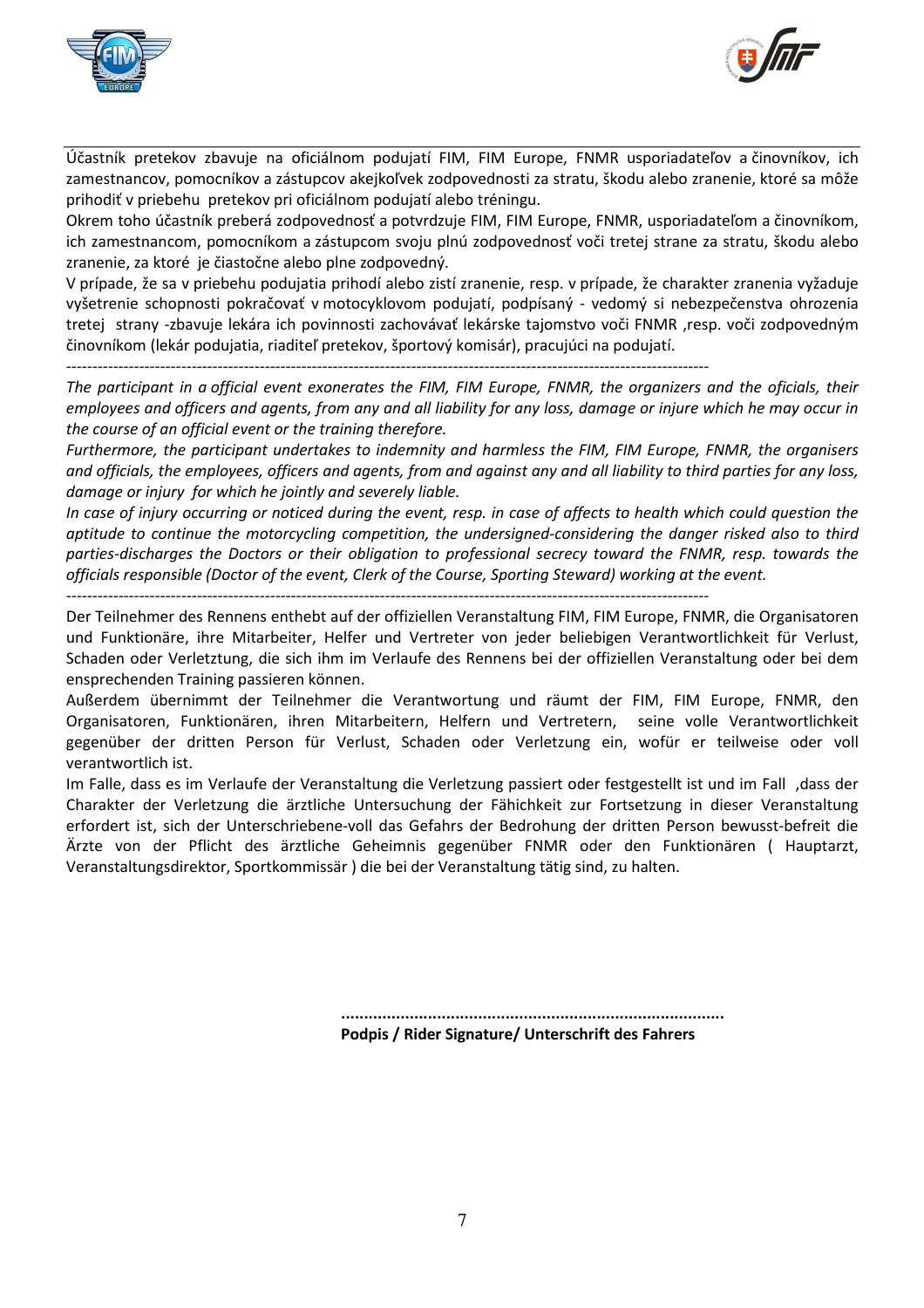Účastník pretekov zbavuje na oficiálnom podujatí FIM, FIM Europe, FNMR usporiadateľov a činovníkov, ich zamestnancov, pomocníkov a zástupcov akejkoľvek zodpovednosti za stratu, škodu alebo zranenie, ktoré sa môže prihodiť v priebehu pretekov pri oficiálnom podujatí alebo tréningu.

Okrem toho účastník preberá zodpovednosť a potvrdzuje FIM, FIM Europe, FNMR, usporiadateľom a činovníkom, ich zamestnancom, pomocníkom a zástupcom svoju plnú zodpovednosť voči tretej strane za stratu, škodu alebo zranenie, za ktoré je čiastočne alebo plne zodpovedný.

V prípade, že sa v priebehu podujatia prihodí alebo zistí zranenie, resp. v prípade, že charakter zranenia vyžaduje vyšetrenie schopnosti pokračovať v motocyklovom podujatí, podpísaný - vedomý si nebezpečenstva ohrozenia tretej strany -zbavuje lekára ich povinnosti zachovávať lekárske tajomstvo voči FNMR ,resp. voči zodpovedným činovníkom (lekár podujatia, riaditeľ pretekov, športový komisár), pracujúci na podujatí.

---

*The participant in a official event exonerates the FIM, FIM Europe, FNMR, the organizers and the oficials, their employees and officers and agents, from any and all liability for any loss, damage or injure which he may occur in the course of an official event or the training therefore.*

*Furthermore, the participant undertakes to indemnity and harmless the FIM, FIM Europe, FNMR, the organisers and officials, the employees, officers and agents, from and against any and all liability to third parties for any loss, damage or injury for which he jointly and severely liable.*

*In case of injury occurring or noticed during the event, resp. in case of affects to health which could question the aptitude to continue the motorcycling competition, the undersigned-considering the danger risked also to third parties-discharges the Doctors or their obligation to professional secrecy toward the FNMR, resp. towards the officials responsible (Doctor of the event, Clerk of the Course, Sporting Steward) working at the event.*

---

Der Teilnehmer des Rennens enthebt auf der offiziellen Veranstaltung FIM, FIM Europe, FNMR, die Organisatoren und Funktionäre, ihre Mitarbeiter, Helfer und Vertreter von jeder beliebigen Verantwortlichkeit für Verlust, Schaden oder Verletztung, die sich ihm im Verlaufe des Rennens bei der offiziellen Veranstaltung oder bei dem ensprechenden Training passieren können.

Außerdem übernimmt der Teilnehmer die Verantwortung und räumt der FIM, FIM Europe, FNMR, den Organisatoren, Funktionären, ihren Mitarbeitern, Helfern und Vertretern, seine volle Verantwortlichkeit gegenüber der dritten Person für Verlust, Schaden oder Verletzung ein, wofür er teilweise oder voll verantwortlich ist.

Im Falle, dass es im Verlaufe der Veranstaltung die Verletzung passiert oder festgestellt ist und im Fall ,dass der Charakter der Verletzung die ärztliche Untersuchung der Fähichkeit zur Fortsetzung in dieser Veranstaltung erfordert ist, sich der Unterschriebene-voll das Gefahrs der Bedrohung der dritten Person bewusst-befreit die Ärzte von der Pflicht des ärztliche Geheimnis gegenüber FNMR oder den Funktionären ( Hauptarzt, Veranstaltungsdirektor, Sportkommissär ) die bei der Veranstaltung tätig sind, zu halten.

**..................................................................................**

**Podpis / Rider Signature/ Unterschrift des Fahrers**